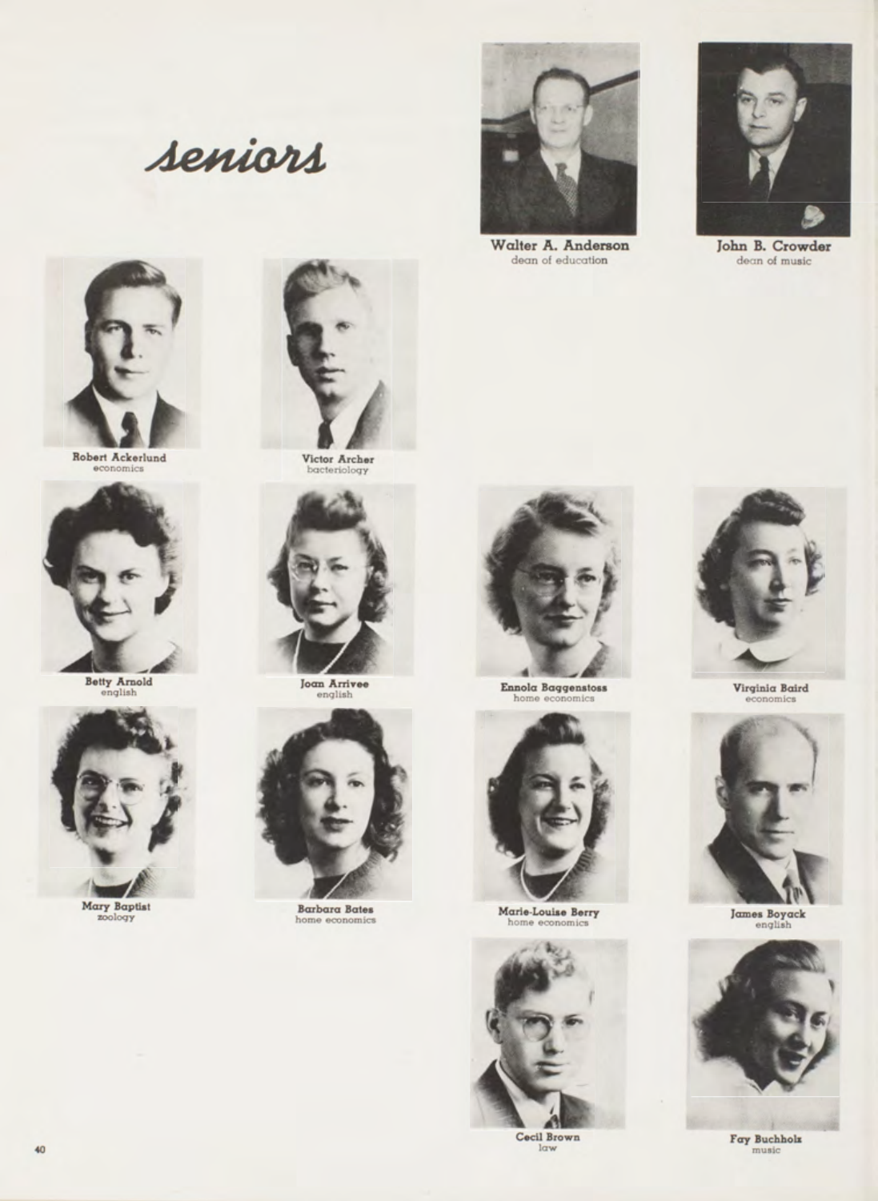# seniors

**Walter A. Anderson**
dean of education

**John B. Crowder**
dean of music

**Robert Ackerlund**
economics

**Victor Archer**
bacteriology

**Betty Arnold**
english

**Joan Arrivee**
english

**Ennola Baggenstoss**
home economics

**Virginia Baird**
economics

**Mary Baptist**
zoology

**Barbara Bates**
home economics

**Marie-Louise Berry**
home economics

**James Boyack**
english

**Cecil Brown**
law

**Fay Buchholz**
music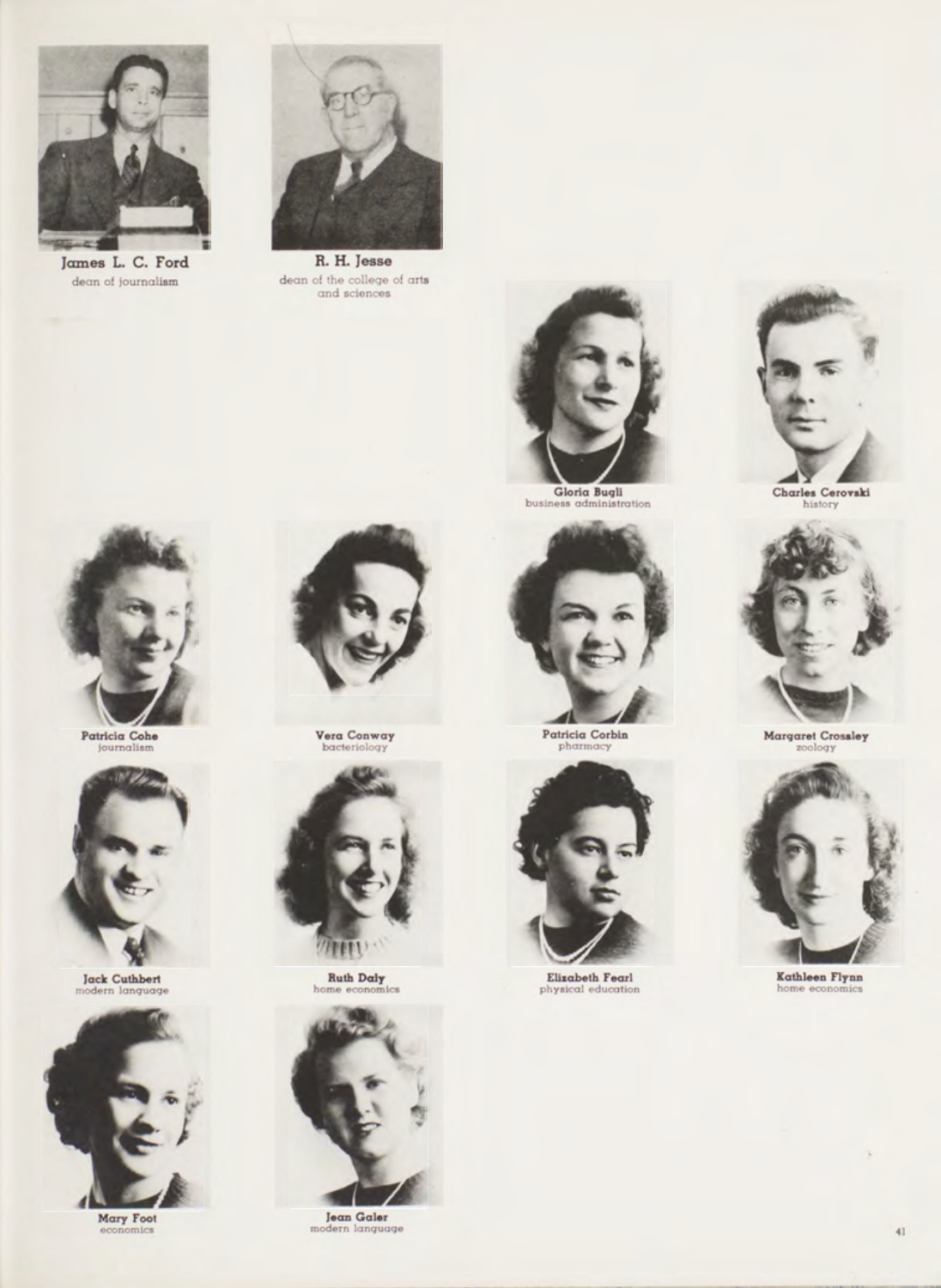**James L. C. Ford**
dean of journalism

**R. H. Jesse**
dean of the college of arts and sciences

**Gloria Bugli**
business administration

**Charles Cerovski**
history

**Patricia Cohe**
journalism

**Vera Conway**
bacteriology

**Patricia Corbin**
pharmacy

**Margaret Crossley**
zoology

**Jack Cuthbert**
modern language

**Ruth Daly**
home economics

**Elizabeth Fearl**
physical education

**Kathleen Flynn**
home economics

**Mary Foot**
economics

**Jean Galer**
modern language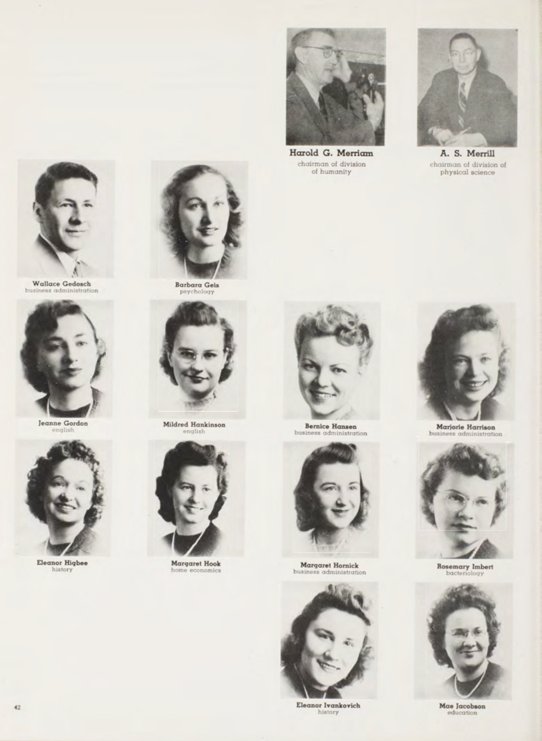**Harold G. Merriam**
chairman of division of humanity

**A. S. Merrill**
chairman of division of physical science

**Wallace Gedosch**
business administration

**Barbara Geis**
psychology

**Jeanne Gordon**
english

**Mildred Hankinson**
english

**Bernice Hansen**
business administration

**Marjorie Harrison**
business administration

**Eleanor Higbee**
history

**Margaret Hook**
home economics

**Margaret Hornick**
business administration

**Rosemary Imbert**
bacteriology

**Eleanor Ivankovich**
history

**Mae Jacobson**
education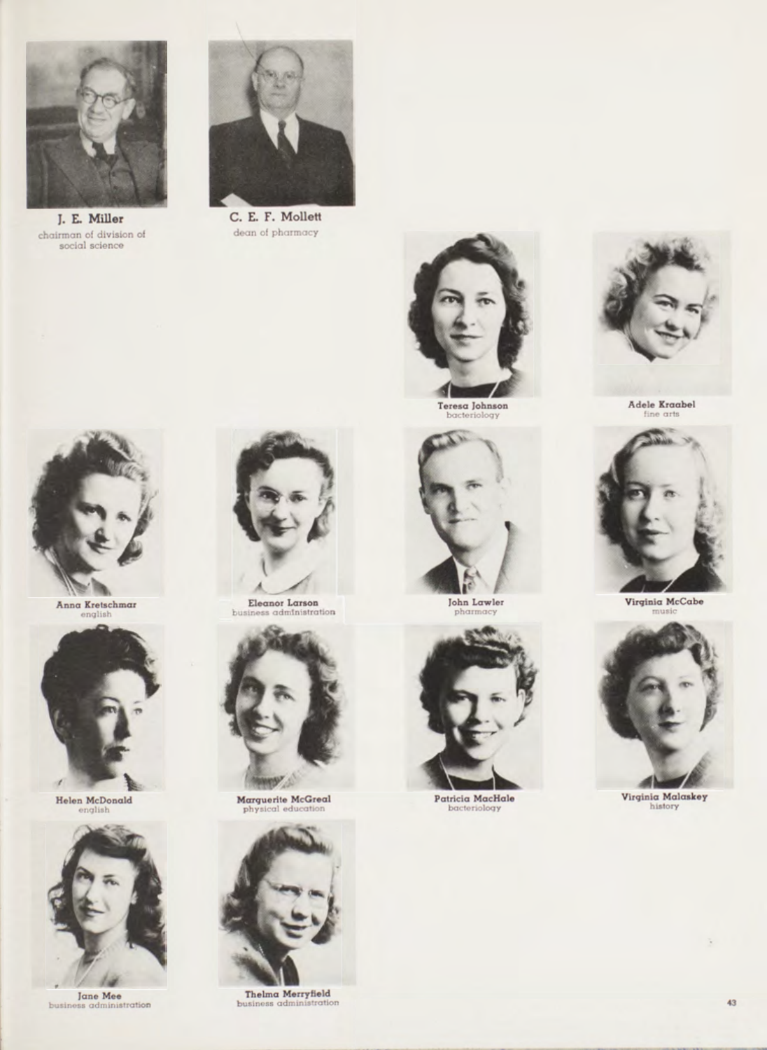**J. E. Miller**
chairman of division of social science

**C. E. F. Mollett**
dean of pharmacy

**Teresa Johnson**
bacteriology

**Adele Kraabel**
fine arts

**Anna Kretschmar**
english

**Eleanor Larson**
business administration

**John Lawler**
pharmacy

**Virginia McCabe**
music

**Helen McDonald**
english

**Marguerite McGreal**
physical education

**Patricia MacHale**
bacteriology

**Virginia Malaskey**
history

**Jane Mee**
business administration

**Thelma Merryfield**
business administration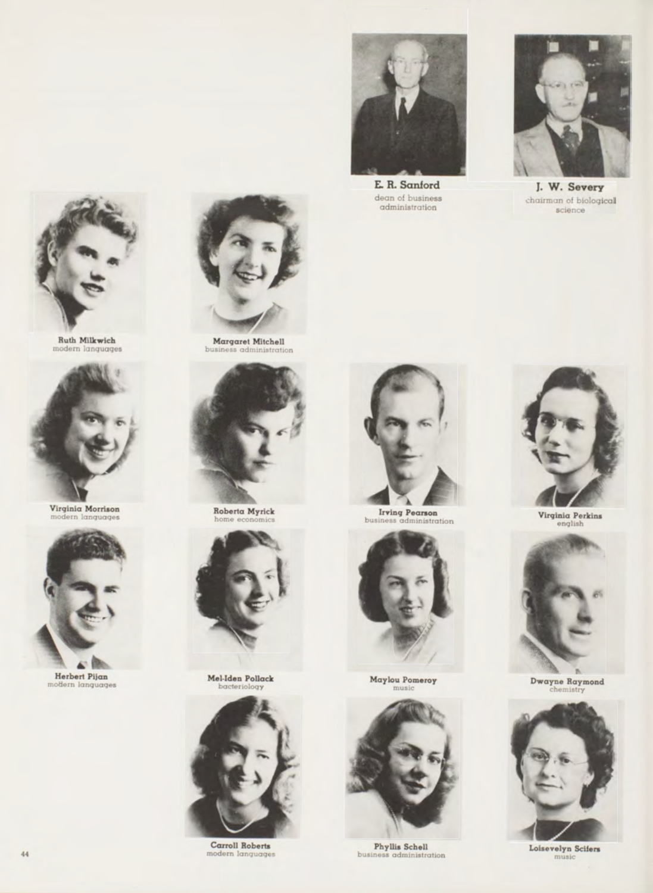**E. R. Sanford**
dean of business administration

**J. W. Severy**
chairman of biological science

**Ruth Milkwich**
modern languages

**Margaret Mitchell**
business administration

**Virginia Morrison**
modern languages

**Roberta Myrick**
home economics

**Irving Pearson**
business administration

**Virginia Perkins**
english

**Herbert Pijan**
modern languages

**Mel-Iden Pollack**
bacteriology

**Maylou Pomeroy**
music

**Dwayne Raymond**
chemistry

**Carroll Roberts**
modern languages

**Phyllis Schell**
business administration

**Loisevelyn Scifers**
music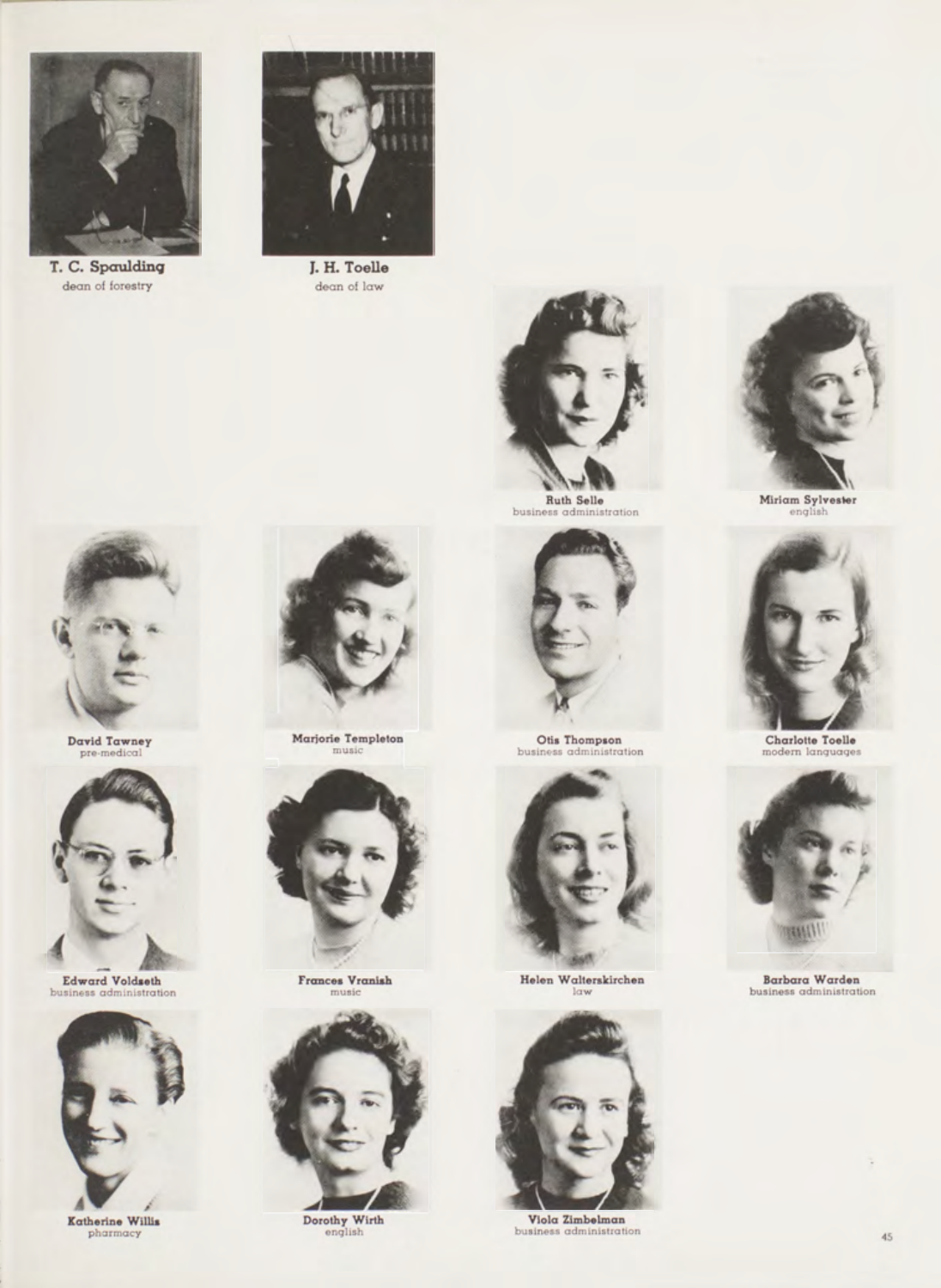**T. C. Spaulding**
dean of forestry

**J. H. Toelle**
dean of law

**Ruth Selle**
business administration

**Miriam Sylvester**
english

**David Tawney**
pre-medical

**Marjorie Templeton**
music

**Otis Thompson**
business administration

**Charlotte Toelle**
modern languages

**Edward Voldseth**
business administration

**Frances Vranish**
music

**Helen Walterskirchen**
law

**Barbara Warden**
business administration

**Katherine Willis**
pharmacy

**Dorothy Wirth**
english

**Viola Zimbelman**
business administration